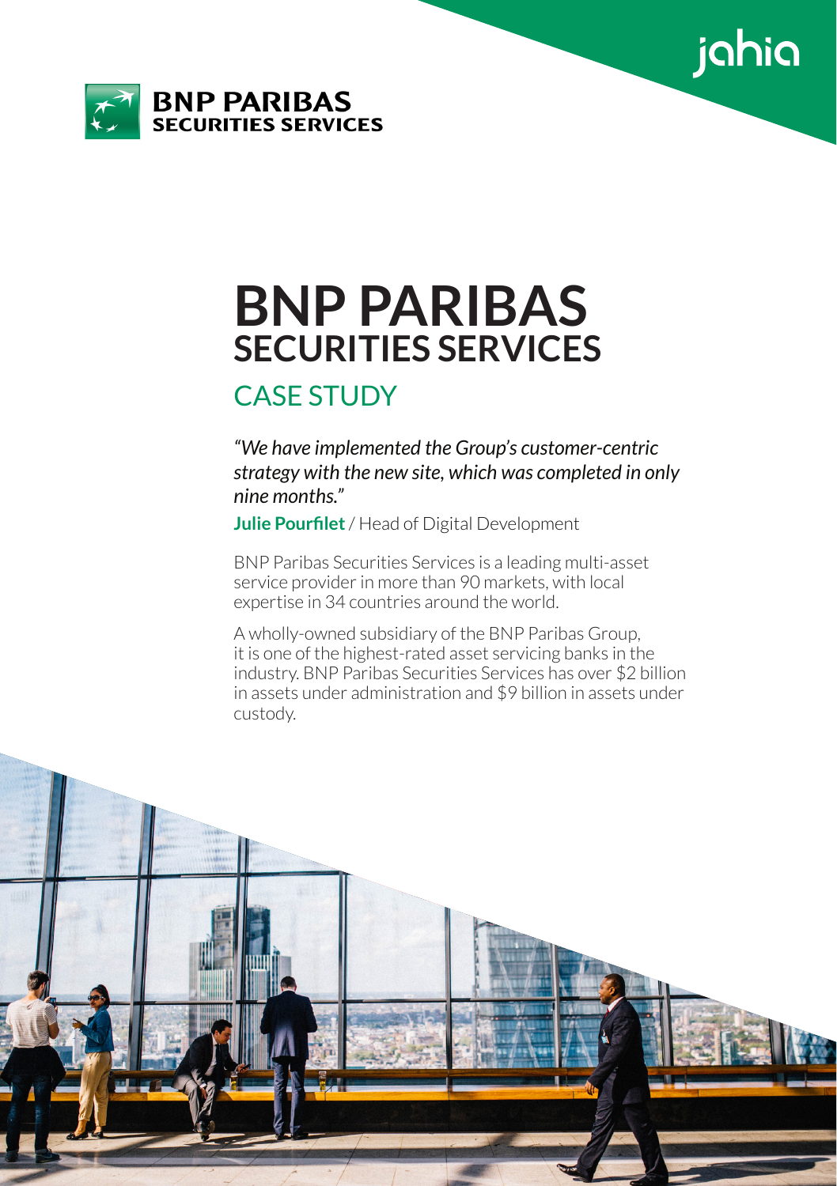# BNP PARIBAS
## SECURITIES SERVICES

## CASE STUDY

*"We have implemented the Group's customer-centric strategy with the new site, which was completed in only nine months."*

**Julie Pourfilet** / Head of Digital Development

BNP Paribas Securities Services is a leading multi-asset service provider in more than 90 markets, with local expertise in 34 countries around the world.

A wholly-owned subsidiary of the BNP Paribas Group, it is one of the highest-rated asset servicing banks in the industry. BNP Paribas Securities Services has over $2 billion in assets under administration and $9 billion in assets under custody.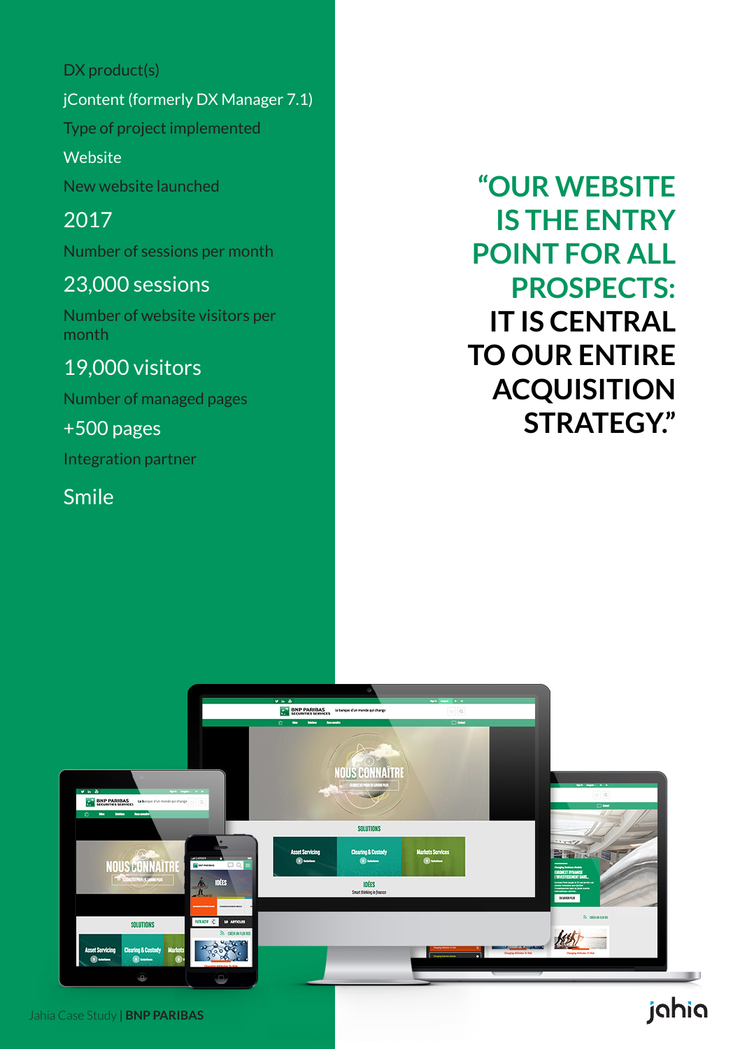DX product(s)

jContent (formerly DX Manager 7.1)

Type of project implemented

Website

New website launched

2017

Number of sessions per month

23,000 sessions

Number of website visitors per month

19,000 visitors

Number of managed pages

+500 pages

Integration partner

Smile

**"OUR WEBSITE IS THE ENTRY POINT FOR ALL PROSPECTS: IT IS CENTRAL TO OUR ENTIRE ACQUISITION STRATEGY."**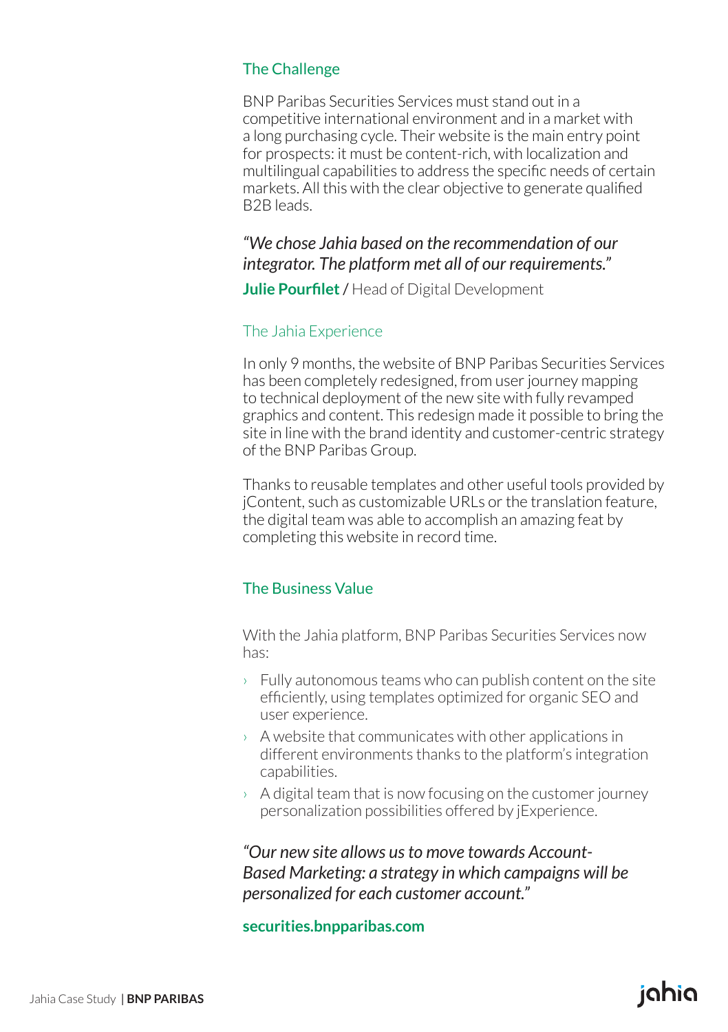## The Challenge

BNP Paribas Securities Services must stand out in a competitive international environment and in a market with a long purchasing cycle. Their website is the main entry point for prospects: it must be content-rich, with localization and multilingual capabilities to address the specific needs of certain markets. All this with the clear objective to generate qualified B2B leads.

*"We chose Jahia based on the recommendation of our integrator. The platform met all of our requirements."*

**Julie Pourfilet** / Head of Digital Development

## The Jahia Experience

In only 9 months, the website of BNP Paribas Securities Services has been completely redesigned, from user journey mapping to technical deployment of the new site with fully revamped graphics and content. This redesign made it possible to bring the site in line with the brand identity and customer-centric strategy of the BNP Paribas Group.

Thanks to reusable templates and other useful tools provided by jContent, such as customizable URLs or the translation feature, the digital team was able to accomplish an amazing feat by completing this website in record time.

## The Business Value

With the Jahia platform, BNP Paribas Securities Services now has:

- Fully autonomous teams who can publish content on the site efficiently, using templates optimized for organic SEO and user experience.
- A website that communicates with other applications in different environments thanks to the platform's integration capabilities.
- A digital team that is now focusing on the customer journey personalization possibilities offered by jExperience.

*"Our new site allows us to move towards Account-Based Marketing: a strategy in which campaigns will be personalized for each customer account."*

**securities.bnpparibas.com**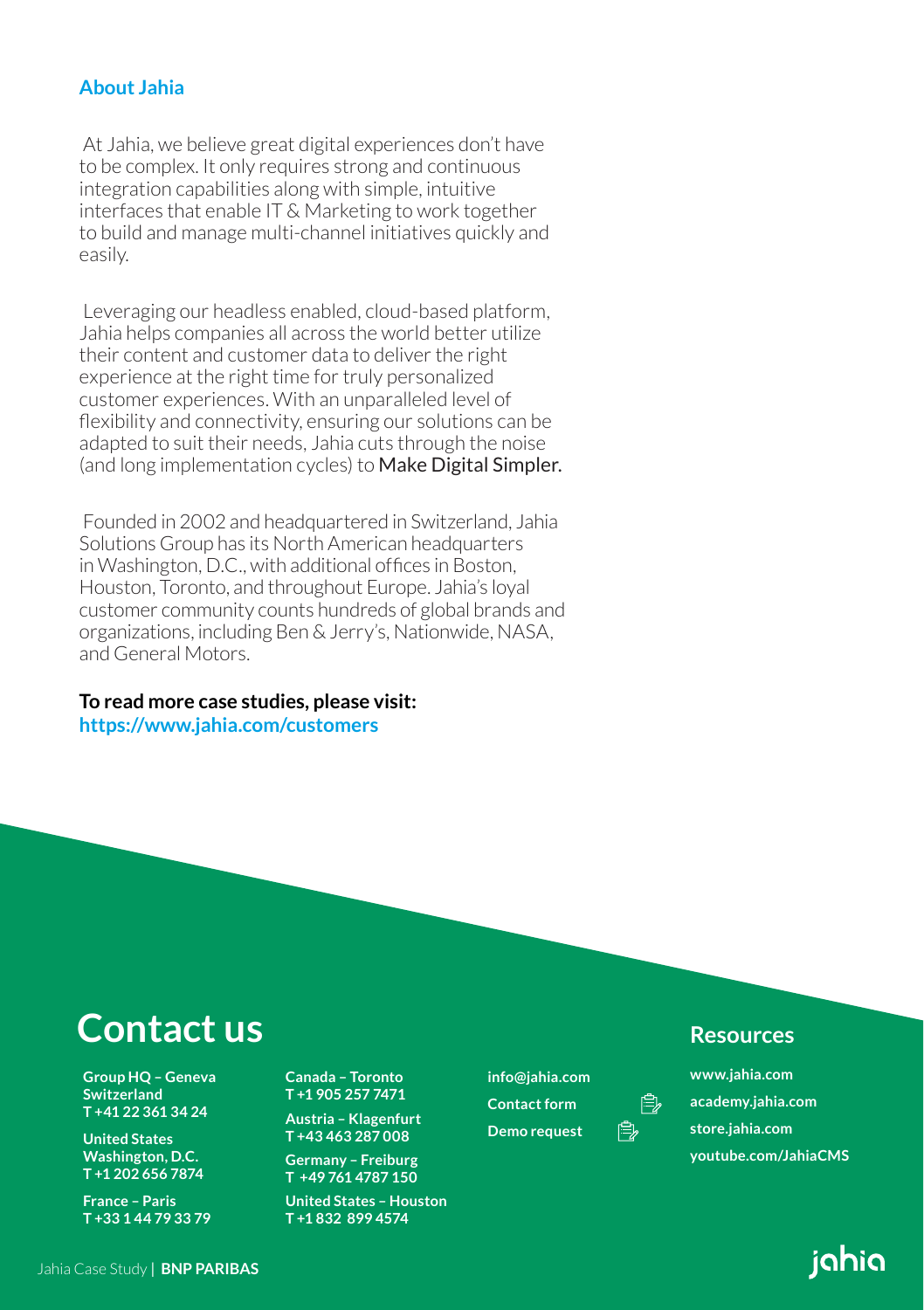## About Jahia

At Jahia, we believe great digital experiences don't have to be complex. It only requires strong and continuous integration capabilities along with simple, intuitive interfaces that enable IT & Marketing to work together to build and manage multi-channel initiatives quickly and easily.

Leveraging our headless enabled, cloud-based platform, Jahia helps companies all across the world better utilize their content and customer data to deliver the right experience at the right time for truly personalized customer experiences. With an unparalleled level of flexibility and connectivity, ensuring our solutions can be adapted to suit their needs, Jahia cuts through the noise (and long implementation cycles) to Make Digital Simpler.

Founded in 2002 and headquartered in Switzerland, Jahia Solutions Group has its North American headquarters in Washington, D.C., with additional offices in Boston, Houston, Toronto, and throughout Europe. Jahia's loyal customer community counts hundreds of global brands and organizations, including Ben & Jerry's, Nationwide, NASA, and General Motors.

**To read more case studies, please visit:**
**https://www.jahia.com/customers**

# Contact us

**Group HQ – Geneva Switzerland**
**T +41 22 361 34 24**

**United States Washington, D.C.**
**T +1 202 656 7874**

**France – Paris**
**T +33 1 44 79 33 79**

**Canada – Toronto**
**T +1 905 257 7471**

**Austria – Klagenfurt**
**T +43 463 287 008**

**Germany – Freiburg**
**T +49 761 4787 150**

**United States – Houston**
**T +1 832 899 4574**

**info@jahia.com**

**Contact form**

**Demo request**

## Resources

**www.jahia.com**

**academy.jahia.com**

**store.jahia.com**

**youtube.com/JahiaCMS**

Jahia Case Study | **BNP PARIBAS**

jahia